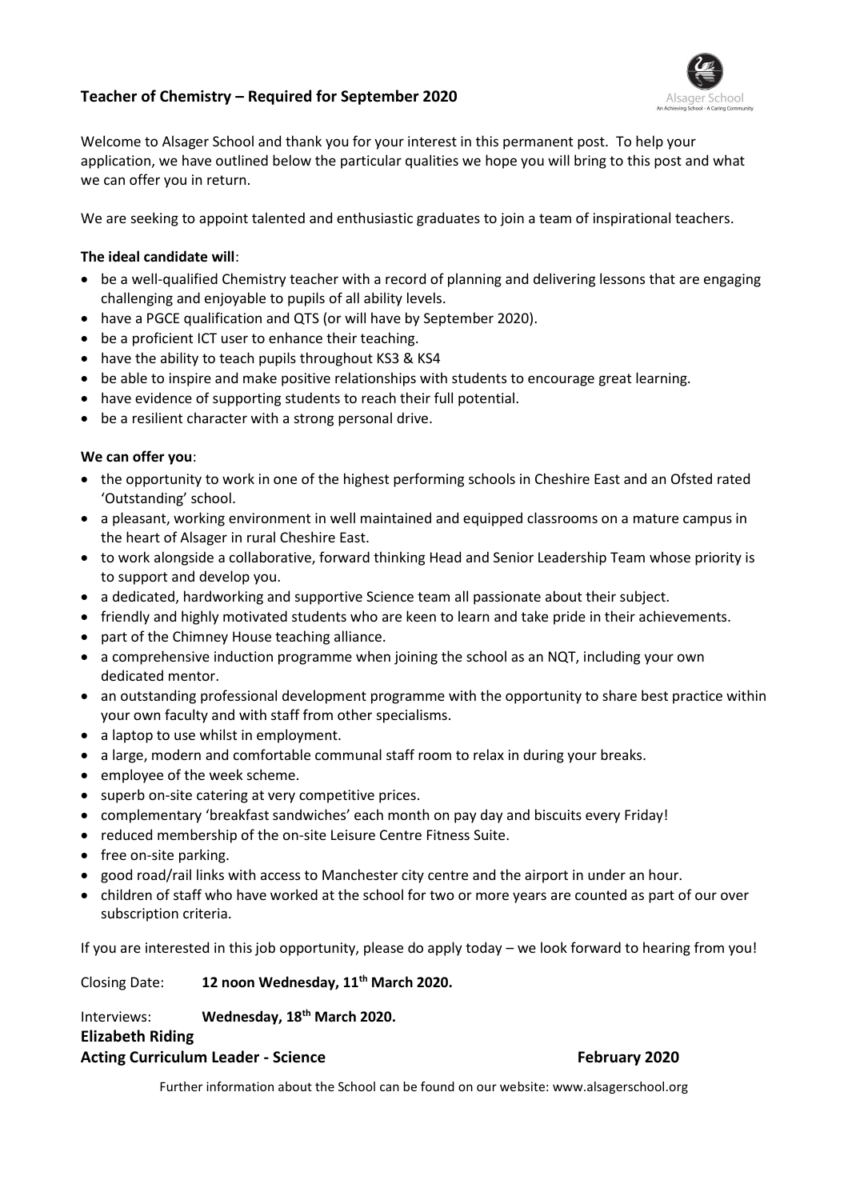## Teacher of Chemistry – Required for September 2020

Welcome to Alsager School and thank you for your interest in this permanent post. To help your application, we have outlined below the particular qualities we hope you will bring to this post and what we can offer you in return.

We are seeking to appoint talented and enthusiastic graduates to join a team of inspirational teachers.

**The ideal candidate will**:

- be a well-qualified Chemistry teacher with a record of planning and delivering lessons that are engaging challenging and enjoyable to pupils of all ability levels.
- have a PGCE qualification and QTS (or will have by September 2020).
- be a proficient ICT user to enhance their teaching.
- have the ability to teach pupils throughout KS3 & KS4
- be able to inspire and make positive relationships with students to encourage great learning.
- have evidence of supporting students to reach their full potential.
- be a resilient character with a strong personal drive.

**We can offer you**:

- the opportunity to work in one of the highest performing schools in Cheshire East and an Ofsted rated 'Outstanding' school.
- a pleasant, working environment in well maintained and equipped classrooms on a mature campus in the heart of Alsager in rural Cheshire East.
- to work alongside a collaborative, forward thinking Head and Senior Leadership Team whose priority is to support and develop you.
- a dedicated, hardworking and supportive Science team all passionate about their subject.
- friendly and highly motivated students who are keen to learn and take pride in their achievements.
- part of the Chimney House teaching alliance.
- a comprehensive induction programme when joining the school as an NQT, including your own dedicated mentor.
- an outstanding professional development programme with the opportunity to share best practice within your own faculty and with staff from other specialisms.
- a laptop to use whilst in employment.
- a large, modern and comfortable communal staff room to relax in during your breaks.
- employee of the week scheme.
- superb on-site catering at very competitive prices.
- complementary 'breakfast sandwiches' each month on pay day and biscuits every Friday!
- reduced membership of the on-site Leisure Centre Fitness Suite.
- free on-site parking.
- good road/rail links with access to Manchester city centre and the airport in under an hour.
- children of staff who have worked at the school for two or more years are counted as part of our over subscription criteria.

If you are interested in this job opportunity, please do apply today – we look forward to hearing from you!

Closing Date: **12 noon Wednesday, 11th March 2020.**

Interviews: **Wednesday, 18th March 2020.**

**Elizabeth Riding**
**Acting Curriculum Leader - Science** **February 2020**

Further information about the School can be found on our website: www.alsagerschool.org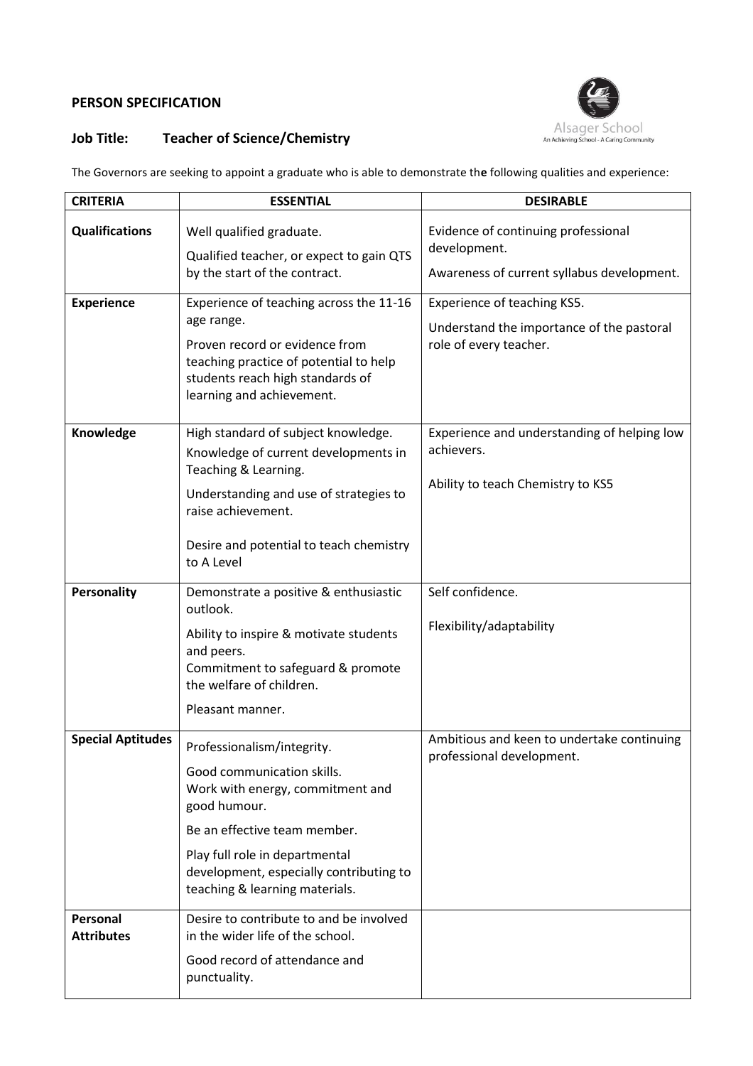**PERSON SPECIFICATION**

**Job Title: Teacher of Science/Chemistry**

Alsager School
An Achieving School - A Caring Community

The Governors are seeking to appoint a graduate who is able to demonstrate th**e** following qualities and experience:

| CRITERIA | ESSENTIAL | DESIRABLE |
|---|---|---|
| **Qualifications** | Well qualified graduate.<br>Qualified teacher, or expect to gain QTS by the start of the contract. | Evidence of continuing professional development.<br>Awareness of current syllabus development. |
| **Experience** | Experience of teaching across the 11-16 age range.<br>Proven record or evidence from teaching practice of potential to help students reach high standards of learning and achievement. | Experience of teaching KS5.<br>Understand the importance of the pastoral role of every teacher. |
| **Knowledge** | High standard of subject knowledge.<br>Knowledge of current developments in Teaching & Learning.<br>Understanding and use of strategies to raise achievement.<br>Desire and potential to teach chemistry to A Level | Experience and understanding of helping low achievers.<br>Ability to teach Chemistry to KS5 |
| **Personality** | Demonstrate a positive & enthusiastic outlook.<br>Ability to inspire & motivate students and peers.<br>Commitment to safeguard & promote the welfare of children.<br>Pleasant manner. | Self confidence.<br>Flexibility/adaptability |
| **Special Aptitudes** | Professionalism/integrity.<br>Good communication skills.<br>Work with energy, commitment and good humour.<br>Be an effective team member.<br>Play full role in departmental development, especially contributing to teaching & learning materials. | Ambitious and keen to undertake continuing professional development. |
| **Personal Attributes** | Desire to contribute to and be involved in the wider life of the school.<br>Good record of attendance and punctuality. | |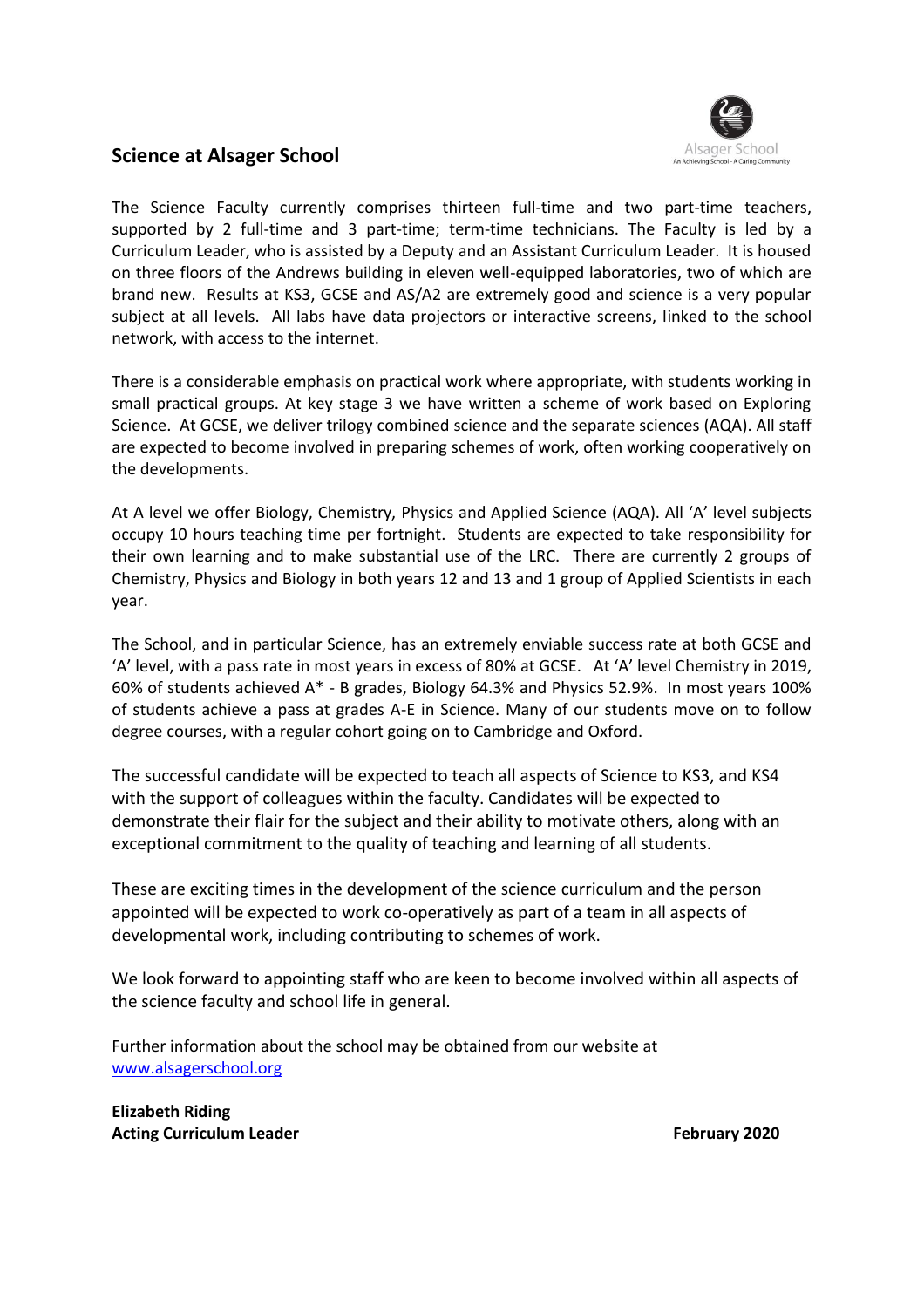## Science at Alsager School

The Science Faculty currently comprises thirteen full-time and two part-time teachers, supported by 2 full-time and 3 part-time; term-time technicians. The Faculty is led by a Curriculum Leader, who is assisted by a Deputy and an Assistant Curriculum Leader. It is housed on three floors of the Andrews building in eleven well-equipped laboratories, two of which are brand new. Results at KS3, GCSE and AS/A2 are extremely good and science is a very popular subject at all levels. All labs have data projectors or interactive screens, linked to the school network, with access to the internet.

There is a considerable emphasis on practical work where appropriate, with students working in small practical groups. At key stage 3 we have written a scheme of work based on Exploring Science. At GCSE, we deliver trilogy combined science and the separate sciences (AQA). All staff are expected to become involved in preparing schemes of work, often working cooperatively on the developments.

At A level we offer Biology, Chemistry, Physics and Applied Science (AQA). All 'A' level subjects occupy 10 hours teaching time per fortnight. Students are expected to take responsibility for their own learning and to make substantial use of the LRC. There are currently 2 groups of Chemistry, Physics and Biology in both years 12 and 13 and 1 group of Applied Scientists in each year.

The School, and in particular Science, has an extremely enviable success rate at both GCSE and 'A' level, with a pass rate in most years in excess of 80% at GCSE. At 'A' level Chemistry in 2019, 60% of students achieved A* - B grades, Biology 64.3% and Physics 52.9%. In most years 100% of students achieve a pass at grades A-E in Science. Many of our students move on to follow degree courses, with a regular cohort going on to Cambridge and Oxford.

The successful candidate will be expected to teach all aspects of Science to KS3, and KS4 with the support of colleagues within the faculty. Candidates will be expected to demonstrate their flair for the subject and their ability to motivate others, along with an exceptional commitment to the quality of teaching and learning of all students.

These are exciting times in the development of the science curriculum and the person appointed will be expected to work co-operatively as part of a team in all aspects of developmental work, including contributing to schemes of work.

We look forward to appointing staff who are keen to become involved within all aspects of the science faculty and school life in general.

Further information about the school may be obtained from our website at [www.alsagerschool.org](http://www.alsagerschool.org)

**Elizabeth Riding**
**Acting Curriculum Leader** **February 2020**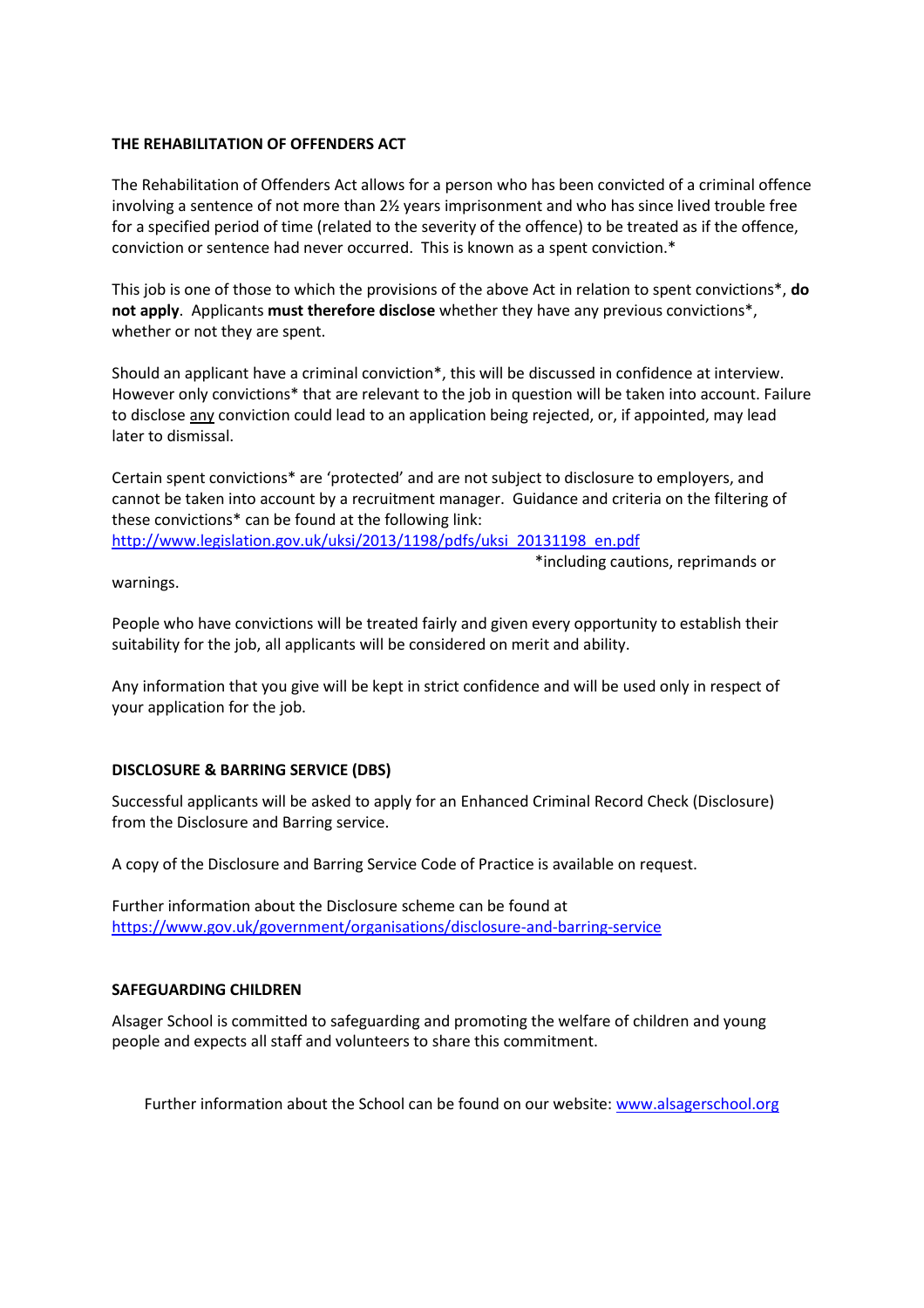**THE REHABILITATION OF OFFENDERS ACT**

The Rehabilitation of Offenders Act allows for a person who has been convicted of a criminal offence involving a sentence of not more than 2½ years imprisonment and who has since lived trouble free for a specified period of time (related to the severity of the offence) to be treated as if the offence, conviction or sentence had never occurred. This is known as a spent conviction.*

This job is one of those to which the provisions of the above Act in relation to spent convictions*, **do not apply**. Applicants **must therefore disclose** whether they have any previous convictions*, whether or not they are spent.

Should an applicant have a criminal conviction*, this will be discussed in confidence at interview. However only convictions* that are relevant to the job in question will be taken into account. Failure to disclose <u>any</u> conviction could lead to an application being rejected, or, if appointed, may lead later to dismissal.

Certain spent convictions* are 'protected' and are not subject to disclosure to employers, and cannot be taken into account by a recruitment manager. Guidance and criteria on the filtering of these convictions* can be found at the following link:
[http://www.legislation.gov.uk/uksi/2013/1198/pdfs/uksi_20131198_en.pdf](http://www.legislation.gov.uk/uksi/2013/1198/pdfs/uksi_20131198_en.pdf)

*including cautions, reprimands or warnings.

People who have convictions will be treated fairly and given every opportunity to establish their suitability for the job, all applicants will be considered on merit and ability.

Any information that you give will be kept in strict confidence and will be used only in respect of your application for the job.

**DISCLOSURE & BARRING SERVICE (DBS)**

Successful applicants will be asked to apply for an Enhanced Criminal Record Check (Disclosure) from the Disclosure and Barring service.

A copy of the Disclosure and Barring Service Code of Practice is available on request.

Further information about the Disclosure scheme can be found at
[https://www.gov.uk/government/organisations/disclosure-and-barring-service](https://www.gov.uk/government/organisations/disclosure-and-barring-service)

**SAFEGUARDING CHILDREN**

Alsager School is committed to safeguarding and promoting the welfare of children and young people and expects all staff and volunteers to share this commitment.

Further information about the School can be found on our website: [www.alsagerschool.org](http://www.alsagerschool.org)